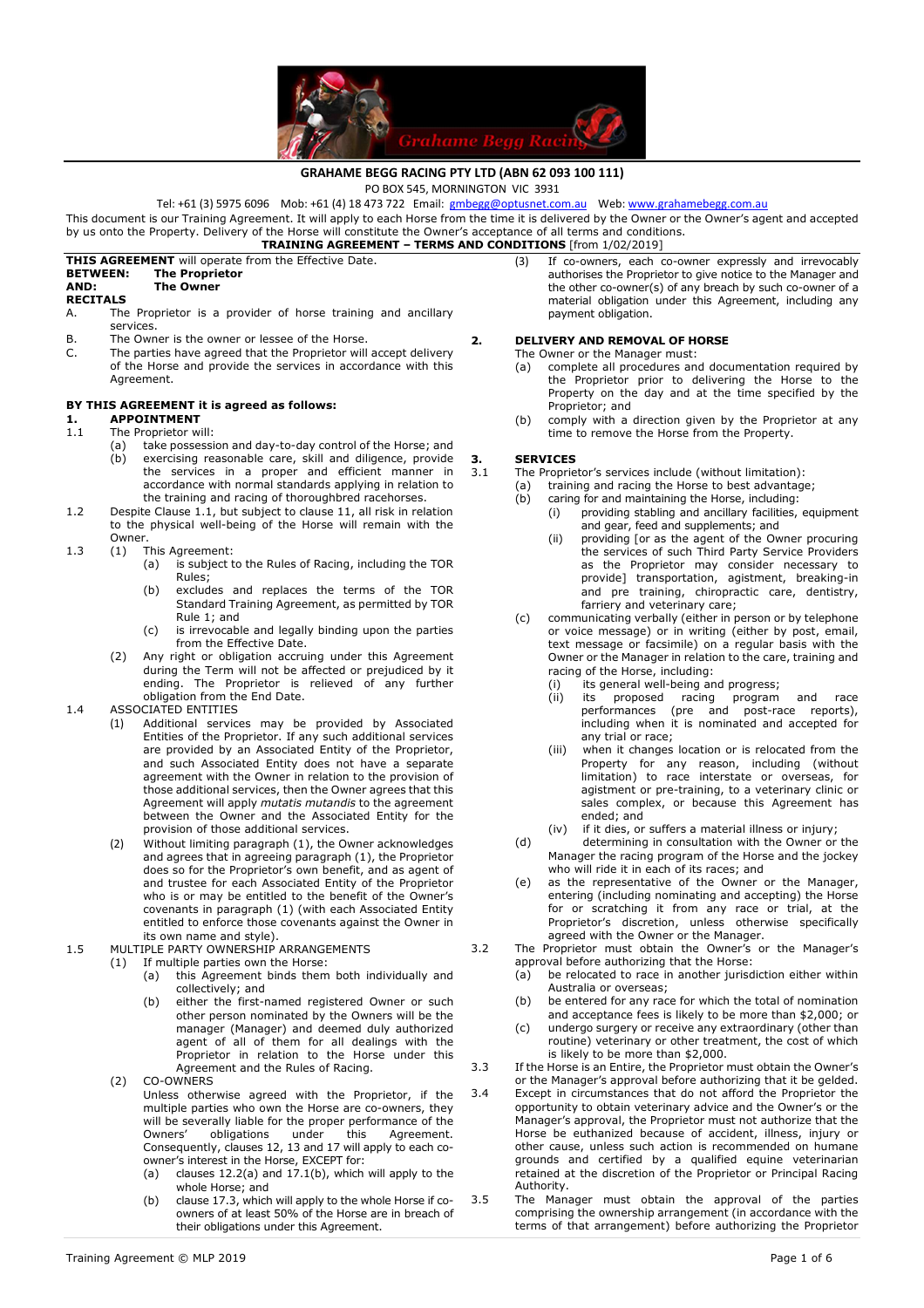**GRAHAME BEGG RACING PTY LTD (ABN 62 093 100 111)**

PO BOX 545, MORNINGTON VIC 3931

Tel: +61 (3) 5975 6096 Mob: +61 (4) 18 473 722 Email: gmbegg@optusnet.com.au Web: www.grahamebegg.com.au

This document is our Training Agreement. It will apply to each Horse from the time it is delivered by the Owner or the Owner's agent and accepted by us onto the Property. Delivery of the Horse will constitute the Owner's acceptance of all terms and conditions.

**TRAINING AGREEMENT – TERMS AND CONDITIONS** [from 1/02/2019]

**THIS AGREEMENT** will operate from the Effective Date.

**BETWEEN: The Proprietor**

**AND: The Owner**

**RECITALS**

A. The Proprietor is a provider of horse training and ancillary services.

B. The Owner is the owner or lessee of the Horse.

C. The parties have agreed that the Proprietor will accept delivery of the Horse and provide the services in accordance with this Agreement.

**BY THIS AGREEMENT it is agreed as follows:**

## 1. APPOINTMENT

1.1 The Proprietor will:

(a) take possession and day-to-day control of the Horse; and

(b) exercising reasonable care, skill and diligence, provide the services in a proper and efficient manner in accordance with normal standards applying in relation to the training and racing of thoroughbred racehorses.

1.2 Despite Clause 1.1, but subject to clause 11, all risk in relation to the physical well-being of the Horse will remain with the Owner.

1.3 (1) This Agreement:

(a) is subject to the Rules of Racing, including the TOR Rules;

(b) excludes and replaces the terms of the TOR Standard Training Agreement, as permitted by TOR Rule 1; and

(c) is irrevocable and legally binding upon the parties from the Effective Date.

(2) Any right or obligation accruing under this Agreement during the Term will not be affected or prejudiced by it ending. The Proprietor is relieved of any further obligation from the End Date.

1.4 ASSOCIATED ENTITIES

(1) Additional services may be provided by Associated Entities of the Proprietor. If any such additional services are provided by an Associated Entity of the Proprietor, and such Associated Entity does not have a separate agreement with the Owner in relation to the provision of those additional services, then the Owner agrees that this Agreement will apply *mutatis mutandis* to the agreement between the Owner and the Associated Entity for the provision of those additional services.

(2) Without limiting paragraph (1), the Owner acknowledges and agrees that in agreeing paragraph (1), the Proprietor does so for the Proprietor's own benefit, and as agent of and trustee for each Associated Entity of the Proprietor who is or may be entitled to the benefit of the Owner's covenants in paragraph (1) (with each Associated Entity entitled to enforce those covenants against the Owner in its own name and style).

1.5 MULTIPLE PARTY OWNERSHIP ARRANGEMENTS

(1) If multiple parties own the Horse:

(a) this Agreement binds them both individually and collectively; and

(b) either the first-named registered Owner or such other person nominated by the Owners will be the manager (Manager) and deemed duly authorized agent of all of them for all dealings with the Proprietor in relation to the Horse under this Agreement and the Rules of Racing.

(2) CO-OWNERS

Unless otherwise agreed with the Proprietor, if the multiple parties who own the Horse are co-owners, they will be severally liable for the proper performance of the Owners' obligations under this Agreement. Consequently, clauses 12, 13 and 17 will apply to each co-owner's interest in the Horse, EXCEPT for:

(a) clauses 12.2(a) and 17.1(b), which will apply to the whole Horse; and

(b) clause 17.3, which will apply to the whole Horse if co-owners of at least 50% of the Horse are in breach of their obligations under this Agreement.

(3) If co-owners, each co-owner expressly and irrevocably authorises the Proprietor to give notice to the Manager and the other co-owner(s) of any breach by such co-owner of a material obligation under this Agreement, including any payment obligation.

## 2. DELIVERY AND REMOVAL OF HORSE

The Owner or the Manager must:

(a) complete all procedures and documentation required by the Proprietor prior to delivering the Horse to the Property on the day and at the time specified by the Proprietor; and

(b) comply with a direction given by the Proprietor at any time to remove the Horse from the Property.

## 3. SERVICES

3.1 The Proprietor's services include (without limitation):

(a) training and racing the Horse to best advantage;

(b) caring for and maintaining the Horse, including:

(i) providing stabling and ancillary facilities, equipment and gear, feed and supplements; and

(ii) providing [or as the agent of the Owner procuring the services of such Third Party Service Providers as the Proprietor may consider necessary to provide] transportation, agistment, breaking-in and pre training, chiropractic care, dentistry, farriery and veterinary care;

(c) communicating verbally (either in person or by telephone or voice message) or in writing (either by post, email, text message or facsimile) on a regular basis with the Owner or the Manager in relation to the care, training and racing of the Horse, including:

(i) its general well-being and progress;

(ii) its proposed racing program and race performances (pre and post-race reports), including when it is nominated and accepted for any trial or race;

(iii) when it changes location or is relocated from the Property for any reason, including (without limitation) to race interstate or overseas, for agistment or pre-training, to a veterinary clinic or sales complex, or because this Agreement has ended; and

(iv) if it dies, or suffers a material illness or injury;

(d) determining in consultation with the Owner or the Manager the racing program of the Horse and the jockey who will ride it in each of its races; and

(e) as the representative of the Owner or the Manager, entering (including nominating and accepting) the Horse for or scratching it from any race or trial, at the Proprietor's discretion, unless otherwise specifically agreed with the Owner or the Manager.

3.2 The Proprietor must obtain the Owner's or the Manager's approval before authorizing that the Horse:

(a) be relocated to race in another jurisdiction either within Australia or overseas;

(b) be entered for any race for which the total of nomination and acceptance fees is likely to be more than $2,000; or

(c) undergo surgery or receive any extraordinary (other than routine) veterinary or other treatment, the cost of which is likely to be more than $2,000.

3.3 If the Horse is an Entire, the Proprietor must obtain the Owner's or the Manager's approval before authorizing that it be gelded.

3.4 Except in circumstances that do not afford the Proprietor the opportunity to obtain veterinary advice and the Owner's or the Manager's approval, the Proprietor must not authorize that the Horse be euthanized because of accident, illness, injury or other cause, unless such action is recommended on humane grounds and certified by a qualified equine veterinarian retained at the discretion of the Proprietor or Principal Racing Authority.

3.5 The Manager must obtain the approval of the parties comprising the ownership arrangement (in accordance with the terms of that arrangement) before authorizing the Proprietor

Training Agreement © MLP 2019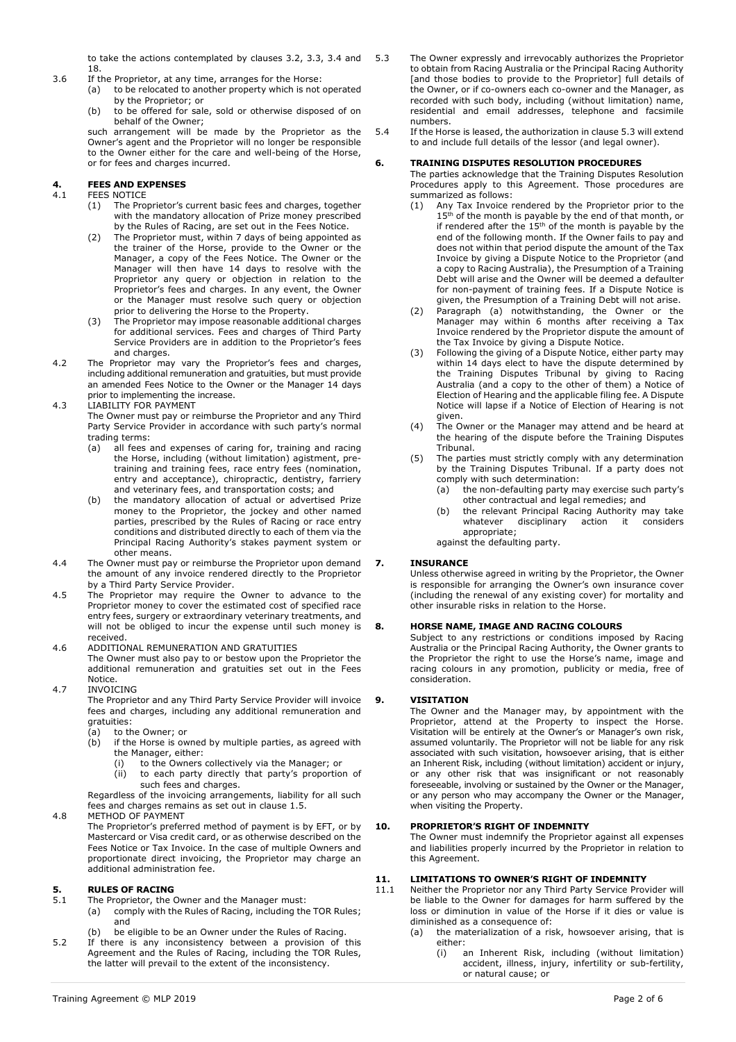to take the actions contemplated by clauses 3.2, 3.3, 3.4 and 18.

3.6 If the Proprietor, at any time, arranges for the Horse:

(a) to be relocated to another property which is not operated by the Proprietor; or

(b) to be offered for sale, sold or otherwise disposed of on behalf of the Owner;

such arrangement will be made by the Proprietor as the Owner's agent and the Proprietor will no longer be responsible to the Owner either for the care and well-being of the Horse, or for fees and charges incurred.

## 4. FEES AND EXPENSES

4.1 FEES NOTICE

(1) The Proprietor's current basic fees and charges, together with the mandatory allocation of Prize money prescribed by the Rules of Racing, are set out in the Fees Notice.

(2) The Proprietor must, within 7 days of being appointed as the trainer of the Horse, provide to the Owner or the Manager, a copy of the Fees Notice. The Owner or the Manager will then have 14 days to resolve with the Proprietor any query or objection in relation to the Proprietor's fees and charges. In any event, the Owner or the Manager must resolve such query or objection prior to delivering the Horse to the Property.

(3) The Proprietor may impose reasonable additional charges for additional services. Fees and charges of Third Party Service Providers are in addition to the Proprietor's fees and charges.

4.2 The Proprietor may vary the Proprietor's fees and charges, including additional remuneration and gratuities, but must provide an amended Fees Notice to the Owner or the Manager 14 days prior to implementing the increase.

4.3 LIABILITY FOR PAYMENT

The Owner must pay or reimburse the Proprietor and any Third Party Service Provider in accordance with such party's normal trading terms:

(a) all fees and expenses of caring for, training and racing the Horse, including (without limitation) agistment, pre-training and training fees, race entry fees (nomination, entry and acceptance), chiropractic, dentistry, farriery and veterinary fees, and transportation costs; and

(b) the mandatory allocation of actual or advertised Prize money to the Proprietor, the jockey and other named parties, prescribed by the Rules of Racing or race entry conditions and distributed directly to each of them via the Principal Racing Authority's stakes payment system or other means.

4.4 The Owner must pay or reimburse the Proprietor upon demand the amount of any invoice rendered directly to the Proprietor by a Third Party Service Provider.

4.5 The Proprietor may require the Owner to advance to the Proprietor money to cover the estimated cost of specified race entry fees, surgery or extraordinary veterinary treatments, and will not be obliged to incur the expense until such money is received.

4.6 ADDITIONAL REMUNERATION AND GRATUITIES

The Owner must also pay to or bestow upon the Proprietor the additional remuneration and gratuities set out in the Fees Notice.

4.7 INVOICING

The Proprietor and any Third Party Service Provider will invoice fees and charges, including any additional remuneration and gratuities:

(a) to the Owner; or

(b) if the Horse is owned by multiple parties, as agreed with the Manager, either:

(i) to the Owners collectively via the Manager; or

(ii) to each party directly that party's proportion of such fees and charges.

Regardless of the invoicing arrangements, liability for all such fees and charges remains as set out in clause 1.5.

4.8 METHOD OF PAYMENT

The Proprietor's preferred method of payment is by EFT, or by Mastercard or Visa credit card, or as otherwise described on the Fees Notice or Tax Invoice. In the case of multiple Owners and proportionate direct invoicing, the Proprietor may charge an additional administration fee.

## 5. RULES OF RACING

5.1 The Proprietor, the Owner and the Manager must:

(a) comply with the Rules of Racing, including the TOR Rules; and

(b) be eligible to be an Owner under the Rules of Racing.

5.2 If there is any inconsistency between a provision of this Agreement and the Rules of Racing, including the TOR Rules, the latter will prevail to the extent of the inconsistency.

5.3 The Owner expressly and irrevocably authorizes the Proprietor to obtain from Racing Australia or the Principal Racing Authority [and those bodies to provide to the Proprietor] full details of the Owner, or if co-owners each co-owner and the Manager, as recorded with such body, including (without limitation) name, residential and email addresses, telephone and facsimile numbers.

5.4 If the Horse is leased, the authorization in clause 5.3 will extend to and include full details of the lessor (and legal owner).

## 6. TRAINING DISPUTES RESOLUTION PROCEDURES

The parties acknowledge that the Training Disputes Resolution Procedures apply to this Agreement. Those procedures are summarized as follows:

(1) Any Tax Invoice rendered by the Proprietor prior to the 15th of the month is payable by the end of that month, or if rendered after the 15th of the month is payable by the end of the following month. If the Owner fails to pay and does not within that period dispute the amount of the Tax Invoice by giving a Dispute Notice to the Proprietor (and a copy to Racing Australia), the Presumption of a Training Debt will arise and the Owner will be deemed a defaulter for non-payment of training fees. If a Dispute Notice is given, the Presumption of a Training Debt will not arise.

(2) Paragraph (a) notwithstanding, the Owner or the Manager may within 6 months after receiving a Tax Invoice rendered by the Proprietor dispute the amount of the Tax Invoice by giving a Dispute Notice.

(3) Following the giving of a Dispute Notice, either party may within 14 days elect to have the dispute determined by the Training Disputes Tribunal by giving to Racing Australia (and a copy to the other of them) a Notice of Election of Hearing and the applicable filing fee. A Dispute Notice will lapse if a Notice of Election of Hearing is not given.

(4) The Owner or the Manager may attend and be heard at the hearing of the dispute before the Training Disputes Tribunal.

(5) The parties must strictly comply with any determination by the Training Disputes Tribunal. If a party does not comply with such determination:

(a) the non-defaulting party may exercise such party's other contractual and legal remedies; and

(b) the relevant Principal Racing Authority may take whatever disciplinary action it considers appropriate;

against the defaulting party.

## 7. INSURANCE

Unless otherwise agreed in writing by the Proprietor, the Owner is responsible for arranging the Owner's own insurance cover (including the renewal of any existing cover) for mortality and other insurable risks in relation to the Horse.

## 8. HORSE NAME, IMAGE AND RACING COLOURS

Subject to any restrictions or conditions imposed by Racing Australia or the Principal Racing Authority, the Owner grants to the Proprietor the right to use the Horse's name, image and racing colours in any promotion, publicity or media, free of consideration.

## 9. VISITATION

The Owner and the Manager may, by appointment with the Proprietor, attend at the Property to inspect the Horse. Visitation will be entirely at the Owner's or Manager's own risk, assumed voluntarily. The Proprietor will not be liable for any risk associated with such visitation, howsoever arising, that is either an Inherent Risk, including (without limitation) accident or injury, or any other risk that was insignificant or not reasonably foreseeable, involving or sustained by the Owner or the Manager, or any person who may accompany the Owner or the Manager, when visiting the Property.

## 10. PROPRIETOR'S RIGHT OF INDEMNITY

The Owner must indemnify the Proprietor against all expenses and liabilities properly incurred by the Proprietor in relation to this Agreement.

## 11. LIMITATIONS TO OWNER'S RIGHT OF INDEMNITY

11.1 Neither the Proprietor nor any Third Party Service Provider will be liable to the Owner for damages for harm suffered by the loss or diminution in value of the Horse if it dies or value is diminished as a consequence of:

(a) the materialization of a risk, howsoever arising, that is either:

(i) an Inherent Risk, including (without limitation) accident, illness, injury, infertility or sub-fertility, or natural cause; or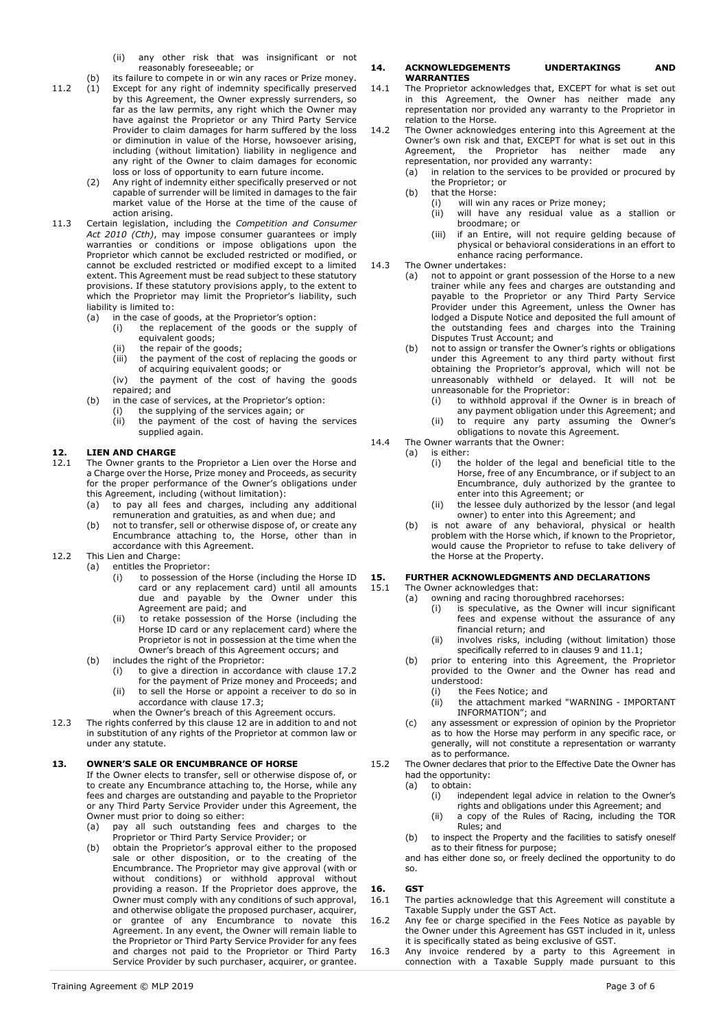(ii) any other risk that was insignificant or not reasonably foreseeable; or

(b) its failure to compete in or win any races or Prize money.

11.2 (1) Except for any right of indemnity specifically preserved by this Agreement, the Owner expressly surrenders, so far as the law permits, any right which the Owner may have against the Proprietor or any Third Party Service Provider to claim damages for harm suffered by the loss or diminution in value of the Horse, howsoever arising, including (without limitation) liability in negligence and any right of the Owner to claim damages for economic loss or loss of opportunity to earn future income.

(2) Any right of indemnity either specifically preserved or not capable of surrender will be limited in damages to the fair market value of the Horse at the time of the cause of action arising.

11.3 Certain legislation, including the *Competition and Consumer Act 2010 (Cth)*, may impose consumer guarantees or imply warranties or conditions or impose obligations upon the Proprietor which cannot be excluded restricted or modified, or cannot be excluded restricted or modified except to a limited extent. This Agreement must be read subject to these statutory provisions. If these statutory provisions apply, to the extent to which the Proprietor may limit the Proprietor's liability, such liability is limited to:

(a) in the case of goods, at the Proprietor's option:
(i) the replacement of the goods or the supply of equivalent goods;
(ii) the repair of the goods;
(iii) the payment of the cost of replacing the goods or of acquiring equivalent goods; or
(iv) the payment of the cost of having the goods repaired; and

(b) in the case of services, at the Proprietor's option:
(i) the supplying of the services again; or
(ii) the payment of the cost of having the services supplied again.

## 12. LIEN AND CHARGE

12.1 The Owner grants to the Proprietor a Lien over the Horse and a Charge over the Horse, Prize money and Proceeds, as security for the proper performance of the Owner's obligations under this Agreement, including (without limitation):

(a) to pay all fees and charges, including any additional remuneration and gratuities, as and when due; and
(b) not to transfer, sell or otherwise dispose of, or create any Encumbrance attaching to, the Horse, other than in accordance with this Agreement.

12.2 This Lien and Charge:

(a) entitles the Proprietor:
(i) to possession of the Horse (including the Horse ID card or any replacement card) until all amounts due and payable by the Owner under this Agreement are paid; and
(ii) to retake possession of the Horse (including the Horse ID card or any replacement card) where the Proprietor is not in possession at the time when the Owner's breach of this Agreement occurs; and

(b) includes the right of the Proprietor:
(i) to give a direction in accordance with clause 17.2 for the payment of Prize money and Proceeds; and
(ii) to sell the Horse or appoint a receiver to do so in accordance with clause 17.3;

when the Owner's breach of this Agreement occurs.

12.3 The rights conferred by this clause 12 are in addition to and not in substitution of any rights of the Proprietor at common law or under any statute.

## 13. OWNER'S SALE OR ENCUMBRANCE OF HORSE

If the Owner elects to transfer, sell or otherwise dispose of, or to create any Encumbrance attaching to, the Horse, while any fees and charges are outstanding and payable to the Proprietor or any Third Party Service Provider under this Agreement, the Owner must prior to doing so either:

(a) pay all such outstanding fees and charges to the Proprietor or Third Party Service Provider; or
(b) obtain the Proprietor's approval either to the proposed sale or other disposition, or to the creating of the Encumbrance. The Proprietor may give approval (with or without conditions) or withhold approval without providing a reason. If the Proprietor does approve, the Owner must comply with any conditions of such approval, and otherwise obligate the proposed purchaser, acquirer, or grantee of any Encumbrance to novate this Agreement. In any event, the Owner will remain liable to the Proprietor or Third Party Service Provider for any fees and charges not paid to the Proprietor or Third Party Service Provider by such purchaser, acquirer, or grantee.

## 14. ACKNOWLEDGEMENTS UNDERTAKINGS AND WARRANTIES

14.1 The Proprietor acknowledges that, EXCEPT for what is set out in this Agreement, the Owner has neither made any representation nor provided any warranty to the Proprietor in relation to the Horse.

14.2 The Owner acknowledges entering into this Agreement at the Owner's own risk and that, EXCEPT for what is set out in this Agreement, the Proprietor has neither made any representation, nor provided any warranty:

(a) in relation to the services to be provided or procured by the Proprietor; or
(b) that the Horse:
(i) will win any races or Prize money;
(ii) will have any residual value as a stallion or broodmare; or
(iii) if an Entire, will not require gelding because of physical or behavioral considerations in an effort to enhance racing performance.

14.3 The Owner undertakes:

(a) not to appoint or grant possession of the Horse to a new trainer while any fees and charges are outstanding and payable to the Proprietor or any Third Party Service Provider under this Agreement, unless the Owner has lodged a Dispute Notice and deposited the full amount of the outstanding fees and charges into the Training Disputes Trust Account; and
(b) not to assign or transfer the Owner's rights or obligations under this Agreement to any third party without first obtaining the Proprietor's approval, which will not be unreasonably withheld or delayed. It will not be unreasonable for the Proprietor:
(i) to withhold approval if the Owner is in breach of any payment obligation under this Agreement; and
(ii) to require any party assuming the Owner's obligations to novate this Agreement.

14.4 The Owner warrants that the Owner:

(a) is either:
(i) the holder of the legal and beneficial title to the Horse, free of any Encumbrance, or if subject to an Encumbrance, duly authorized by the grantee to enter into this Agreement; or
(ii) the lessee duly authorized by the lessor (and legal owner) to enter into this Agreement; and
(b) is not aware of any behavioral, physical or health problem with the Horse which, if known to the Proprietor, would cause the Proprietor to refuse to take delivery of the Horse at the Property.

## 15. FURTHER ACKNOWLEDGMENTS AND DECLARATIONS

15.1 The Owner acknowledges that:

(a) owning and racing thoroughbred racehorses:
(i) is speculative, as the Owner will incur significant fees and expense without the assurance of any financial return; and
(ii) involves risks, including (without limitation) those specifically referred to in clauses 9 and 11.1;
(b) prior to entering into this Agreement, the Proprietor provided to the Owner and the Owner has read and understood:
(i) the Fees Notice; and
(ii) the attachment marked "WARNING - IMPORTANT INFORMATION"; and
(c) any assessment or expression of opinion by the Proprietor as to how the Horse may perform in any specific race, or generally, will not constitute a representation or warranty as to performance.

15.2 The Owner declares that prior to the Effective Date the Owner has had the opportunity:

(a) to obtain:
(i) independent legal advice in relation to the Owner's rights and obligations under this Agreement; and
(ii) a copy of the Rules of Racing, including the TOR Rules; and
(b) to inspect the Property and the facilities to satisfy oneself as to their fitness for purpose;

and has either done so, or freely declined the opportunity to do so.

## 16. GST

16.1 The parties acknowledge that this Agreement will constitute a Taxable Supply under the GST Act.

16.2 Any fee or charge specified in the Fees Notice as payable by the Owner under this Agreement has GST included in it, unless it is specifically stated as being exclusive of GST.

16.3 Any invoice rendered by a party to this Agreement in connection with a Taxable Supply made pursuant to this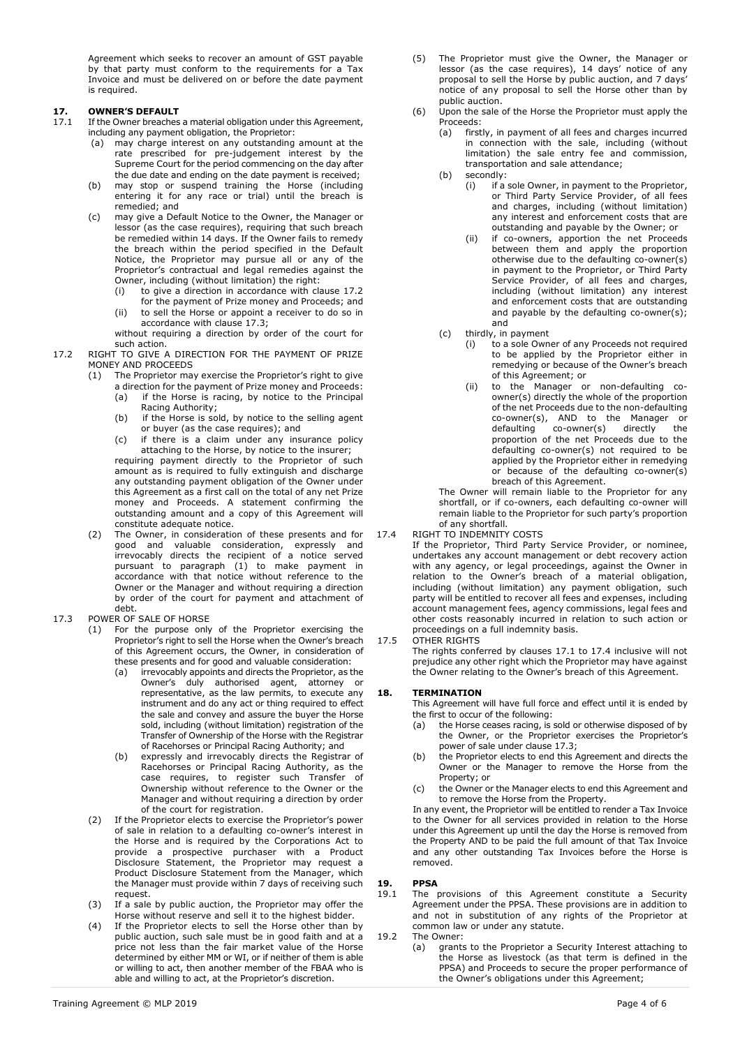Agreement which seeks to recover an amount of GST payable by that party must conform to the requirements for a Tax Invoice and must be delivered on or before the date payment is required.

## 17. OWNER'S DEFAULT

17.1 If the Owner breaches a material obligation under this Agreement, including any payment obligation, the Proprietor:

(a) may charge interest on any outstanding amount at the rate prescribed for pre-judgement interest by the Supreme Court for the period commencing on the day after the due date and ending on the date payment is received;

(b) may stop or suspend training the Horse (including entering it for any race or trial) until the breach is remedied; and

(c) may give a Default Notice to the Owner, the Manager or lessor (as the case requires), requiring that such breach be remedied within 14 days. If the Owner fails to remedy the breach within the period specified in the Default Notice, the Proprietor may pursue all or any of the Proprietor's contractual and legal remedies against the Owner, including (without limitation) the right:

(i) to give a direction in accordance with clause 17.2 for the payment of Prize money and Proceeds; and

(ii) to sell the Horse or appoint a receiver to do so in accordance with clause 17.3;

without requiring a direction by order of the court for such action.

17.2 RIGHT TO GIVE A DIRECTION FOR THE PAYMENT OF PRIZE MONEY AND PROCEEDS

(1) The Proprietor may exercise the Proprietor's right to give a direction for the payment of Prize money and Proceeds:

(a) if the Horse is racing, by notice to the Principal Racing Authority;

(b) if the Horse is sold, by notice to the selling agent or buyer (as the case requires); and

(c) if there is a claim under any insurance policy attaching to the Horse, by notice to the insurer;

requiring payment directly to the Proprietor of such amount as is required to fully extinguish and discharge any outstanding payment obligation of the Owner under this Agreement as a first call on the total of any net Prize money and Proceeds. A statement confirming the outstanding amount and a copy of this Agreement will constitute adequate notice.

(2) The Owner, in consideration of these presents and for good and valuable consideration, expressly and irrevocably directs the recipient of a notice served pursuant to paragraph (1) to make payment in accordance with that notice without reference to the Owner or the Manager and without requiring a direction by order of the court for payment and attachment of debt.

17.3 POWER OF SALE OF HORSE

(1) For the purpose only of the Proprietor exercising the Proprietor's right to sell the Horse when the Owner's breach of this Agreement occurs, the Owner, in consideration of these presents and for good and valuable consideration:

(a) irrevocably appoints and directs the Proprietor, as the Owner's duly authorised agent, attorney or representative, as the law permits, to execute any instrument and do any act or thing required to effect the sale and convey and assure the buyer the Horse sold, including (without limitation) registration of the Transfer of Ownership of the Horse with the Registrar of Racehorses or Principal Racing Authority; and

(b) expressly and irrevocably directs the Registrar of Racehorses or Principal Racing Authority, as the case requires, to register such Transfer of Ownership without reference to the Owner or the Manager and without requiring a direction by order of the court for registration.

(2) If the Proprietor elects to exercise the Proprietor's power of sale in relation to a defaulting co-owner's interest in the Horse and is required by the Corporations Act to provide a prospective purchaser with a Product Disclosure Statement, the Proprietor may request a Product Disclosure Statement from the Manager, which the Manager must provide within 7 days of receiving such request.

(3) If a sale by public auction, the Proprietor may offer the Horse without reserve and sell it to the highest bidder.

(4) If the Proprietor elects to sell the Horse other than by public auction, such sale must be in good faith and at a price not less than the fair market value of the Horse determined by either MM or WI, or if neither of them is able or willing to act, then another member of the FBAA who is able and willing to act, at the Proprietor's discretion.

(5) The Proprietor must give the Owner, the Manager or lessor (as the case requires), 14 days' notice of any proposal to sell the Horse by public auction, and 7 days' notice of any proposal to sell the Horse other than by public auction.

(6) Upon the sale of the Horse the Proprietor must apply the Proceeds:

(a) firstly, in payment of all fees and charges incurred in connection with the sale, including (without limitation) the sale entry fee and commission, transportation and sale attendance;

(b) secondly:

(i) if a sole Owner, in payment to the Proprietor, or Third Party Service Provider, of all fees and charges, including (without limitation) any interest and enforcement costs that are outstanding and payable by the Owner; or

(ii) if co-owners, apportion the net Proceeds between them and apply the proportion otherwise due to the defaulting co-owner(s) in payment to the Proprietor, or Third Party Service Provider, of all fees and charges, including (without limitation) any interest and enforcement costs that are outstanding and payable by the defaulting co-owner(s); and

(c) thirdly, in payment

(i) to a sole Owner of any Proceeds not required to be applied by the Proprietor either in remedying or because of the Owner's breach of this Agreement; or

(ii) to the Manager or non-defaulting co-owner(s) directly the whole of the proportion of the net Proceeds due to the non-defaulting co-owner(s), AND to the Manager or defaulting co-owner(s) directly the proportion of the net Proceeds due to the defaulting co-owner(s) not required to be applied by the Proprietor either in remedying or because of the defaulting co-owner(s) breach of this Agreement.

The Owner will remain liable to the Proprietor for any shortfall, or if co-owners, each defaulting co-owner will remain liable to the Proprietor for such party's proportion of any shortfall.

17.4 RIGHT TO INDEMNITY COSTS

If the Proprietor, Third Party Service Provider, or nominee, undertakes any account management or debt recovery action with any agency, or legal proceedings, against the Owner in relation to the Owner's breach of a material obligation, including (without limitation) any payment obligation, such party will be entitled to recover all fees and expenses, including account management fees, agency commissions, legal fees and other costs reasonably incurred in relation to such action or proceedings on a full indemnity basis.

17.5 OTHER RIGHTS

The rights conferred by clauses 17.1 to 17.4 inclusive will not prejudice any other right which the Proprietor may have against the Owner relating to the Owner's breach of this Agreement.

## 18. TERMINATION

This Agreement will have full force and effect until it is ended by the first to occur of the following:

(a) the Horse ceases racing, is sold or otherwise disposed of by the Owner, or the Proprietor exercises the Proprietor's power of sale under clause 17.3;

(b) the Proprietor elects to end this Agreement and directs the Owner or the Manager to remove the Horse from the Property; or

(c) the Owner or the Manager elects to end this Agreement and to remove the Horse from the Property.

In any event, the Proprietor will be entitled to render a Tax Invoice to the Owner for all services provided in relation to the Horse under this Agreement up until the day the Horse is removed from the Property AND to be paid the full amount of that Tax Invoice and any other outstanding Tax Invoices before the Horse is removed.

## 19. PPSA

19.1 The provisions of this Agreement constitute a Security Agreement under the PPSA. These provisions are in addition to and not in substitution of any rights of the Proprietor at common law or under any statute.

19.2 The Owner:

(a) grants to the Proprietor a Security Interest attaching to the Horse as livestock (as that term is defined in the PPSA) and Proceeds to secure the proper performance of the Owner's obligations under this Agreement;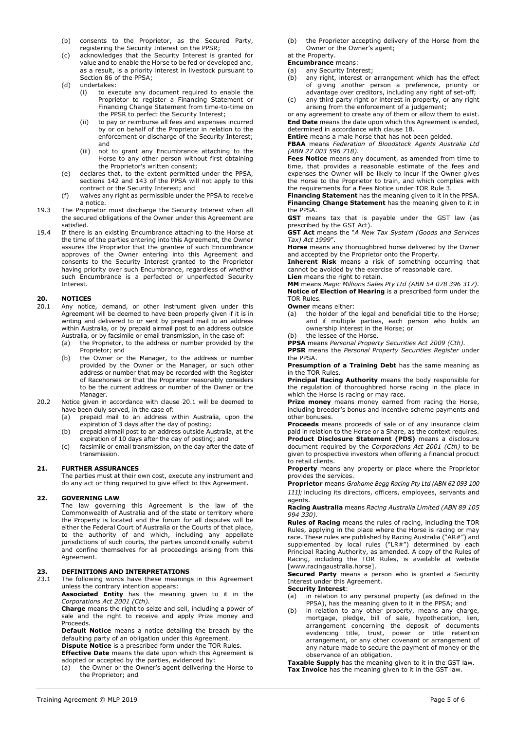(b) consents to the Proprietor, as the Secured Party, registering the Security Interest on the PPSR;

(c) acknowledges that the Security Interest is granted for value and to enable the Horse to be fed or developed and, as a result, is a priority interest in livestock pursuant to Section 86 of the PPSA;

(d) undertakes:

   (i) to execute any document required to enable the Proprietor to register a Financing Statement or Financing Change Statement from time-to-time on the PPSR to perfect the Security Interest;

   (ii) to pay or reimburse all fees and expenses incurred by or on behalf of the Proprietor in relation to the enforcement or discharge of the Security Interest; and

   (iii) not to grant any Encumbrance attaching to the Horse to any other person without first obtaining the Proprietor's written consent;

(e) declares that, to the extent permitted under the PPSA, sections 142 and 143 of the PPSA will not apply to this contract or the Security Interest; and

(f) waives any right as permissible under the PPSA to receive a notice.

19.3 The Proprietor must discharge the Security Interest when all the secured obligations of the Owner under this Agreement are satisfied.

19.4 If there is an existing Encumbrance attaching to the Horse at the time of the parties entering into this Agreement, the Owner assures the Proprietor that the grantee of such Encumbrance approves of the Owner entering into this Agreement and consents to the Security Interest granted to the Proprietor having priority over such Encumbrance, regardless of whether such Encumbrance is a perfected or unperfected Security Interest.

## 20. NOTICES

20.1 Any notice, demand, or other instrument given under this Agreement will be deemed to have been properly given if it is in writing and delivered to or sent by prepaid mail to an address within Australia, or by prepaid airmail post to an address outside Australia, or by facsimile or email transmission, in the case of:

(a) the Proprietor, to the address or number provided by the Proprietor; and

(b) the Owner or the Manager, to the address or number provided by the Owner or the Manager, or such other address or number that may be recorded with the Register of Racehorses or that the Proprietor reasonably considers to be the current address or number of the Owner or the Manager.

20.2 Notice given in accordance with clause 20.1 will be deemed to have been duly served, in the case of:

(a) prepaid mail to an address within Australia, upon the expiration of 3 days after the day of posting;

(b) prepaid airmail post to an address outside Australia, at the expiration of 10 days after the day of posting; and

(c) facsimile or email transmission, on the day after the date of transmission.

## 21. FURTHER ASSURANCES

The parties must at their own cost, execute any instrument and do any act or thing required to give effect to this Agreement.

## 22. GOVERNING LAW

The law governing this Agreement is the law of the Commonwealth of Australia and of the state or territory where the Property is located and the forum for all disputes will be either the Federal Court of Australia or the Courts of that place, to the authority of and which, including any appellate jurisdictions of such courts, the parties unconditionally submit and confine themselves for all proceedings arising from this Agreement.

## 23. DEFINITIONS AND INTERPRETATIONS

23.1 The following words have these meanings in this Agreement unless the contrary intention appears:

**Associated Entity** has the meaning given to it in the *Corporations Act 2001 (Cth).*

**Charge** means the right to seize and sell, including a power of sale and the right to receive and apply Prize money and Proceeds.

**Default Notice** means a notice detailing the breach by the defaulting party of an obligation under this Agreement.

**Dispute Notice** is a prescribed form under the TOR Rules.

**Effective Date** means the date upon which this Agreement is adopted or accepted by the parties, evidenced by:

(a) the Owner or the Owner's agent delivering the Horse to the Proprietor; and

(b) the Proprietor accepting delivery of the Horse from the Owner or the Owner's agent;

at the Property.

**Encumbrance** means:

(a) any Security Interest;

(b) any right, interest or arrangement which has the effect of giving another person a preference, priority or advantage over creditors, including any right of set-off;

(c) any third party right or interest in property, or any right arising from the enforcement of a judgement;

or any agreement to create any of them or allow them to exist.

**End Date** means the date upon which this Agreement is ended, determined in accordance with clause 18.

**Entire** means a male horse that has not been gelded.

**FBAA** means *Federation of Bloodstock Agents Australia Ltd (ABN 27 003 596 718).*

**Fees Notice** means any document, as amended from time to time, that provides a reasonable estimate of the fees and expenses the Owner will be likely to incur if the Owner gives the Horse to the Proprietor to train, and which complies with the requirements for a Fees Notice under TOR Rule 3.

**Financing Statement** has the meaning given to it in the PPSA.

**Financing Change Statement** has the meaning given to it in the PPSA.

**GST** means tax that is payable under the GST law (as prescribed by the GST Act).

**GST Act** means the "*A New Tax System (Goods and Services Tax) Act 1999*".

**Horse** means any thoroughbred horse delivered by the Owner and accepted by the Proprietor onto the Property.

**Inherent Risk** means a risk of something occurring that cannot be avoided by the exercise of reasonable care.

**Lien** means the right to retain.

**MM** means *Magic Millions Sales Pty Ltd (ABN 54 078 396 317).*

**Notice of Election of Hearing** is a prescribed form under the TOR Rules.

**Owner** means either:

(a) the holder of the legal and beneficial title to the Horse; and if multiple parties, each person who holds an ownership interest in the Horse; or

(b) the lessee of the Horse.

**PPSA** means *Personal Property Securities Act 2009 (Cth).*

**PPSR** means the *Personal Property Securities Register* under the PPSA.

**Presumption of a Training Debt** has the same meaning as in the TOR Rules.

**Principal Racing Authority** means the body responsible for the regulation of thoroughbred horse racing in the place in which the Horse is racing or may race.

**Prize money** means money earned from racing the Horse, including breeder's bonus and incentive scheme payments and other bonuses.

**Proceeds** means proceeds of sale or of any insurance claim paid in relation to the Horse or a Share, as the context requires.

**Product Disclosure Statement (PDS)** means a disclosure document required by the *Corporations Act 2001 (Cth)* to be given to prospective investors when offering a financial product to retail clients.

**Property** means any property or place where the Proprietor provides the services.

**Proprietor** means *Grahame Begg Racing Pty Ltd (ABN 62 093 100 111);* including its directors, officers, employees, servants and agents.

**Racing Australia** means *Racing Australia Limited (ABN 89 105 994 330).*

**Rules of Racing** means the rules of racing, including the TOR Rules, applying in the place where the Horse is racing or may race. These rules are published by Racing Australia ("AR#") and supplemented by local rules ("LR#") determined by each Principal Racing Authority, as amended. A copy of the Rules of Racing, including the TOR Rules, is available at website [www.racingaustralia.horse].

**Secured Party** means a person who is granted a Security Interest under this Agreement.

**Security Interest**:

(a) in relation to any personal property (as defined in the PPSA), has the meaning given to it in the PPSA; and

(b) in relation to any other property, means any charge, mortgage, pledge, bill of sale, hypothecation, lien, arrangement concerning the deposit of documents evidencing title, trust, power or title retention arrangement, or any other covenant or arrangement of any nature made to secure the payment of money or the observance of an obligation.

**Taxable Supply** has the meaning given to it in the GST law.

**Tax Invoice** has the meaning given to it in the GST law.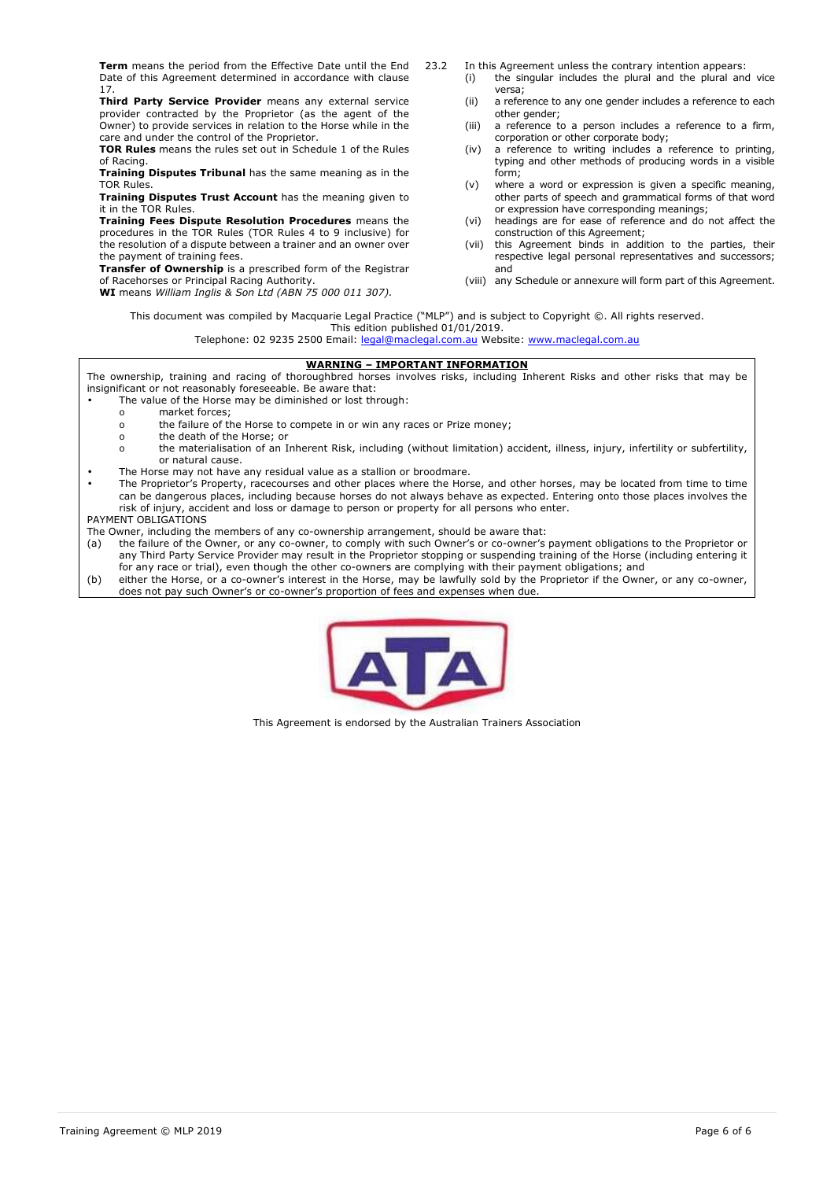**Term** means the period from the Effective Date until the End Date of this Agreement determined in accordance with clause 17.

**Third Party Service Provider** means any external service provider contracted by the Proprietor (as the agent of the Owner) to provide services in relation to the Horse while in the care and under the control of the Proprietor.

**TOR Rules** means the rules set out in Schedule 1 of the Rules of Racing.

**Training Disputes Tribunal** has the same meaning as in the TOR Rules.

**Training Disputes Trust Account** has the meaning given to it in the TOR Rules.

**Training Fees Dispute Resolution Procedures** means the procedures in the TOR Rules (TOR Rules 4 to 9 inclusive) for the resolution of a dispute between a trainer and an owner over the payment of training fees.

**Transfer of Ownership** is a prescribed form of the Registrar of Racehorses or Principal Racing Authority.

**WI** means *William Inglis & Son Ltd (ABN 75 000 011 307).*

23.2 In this Agreement unless the contrary intention appears:

(i) the singular includes the plural and the plural and vice versa;

(ii) a reference to any one gender includes a reference to each other gender;

(iii) a reference to a person includes a reference to a firm, corporation or other corporate body;

(iv) a reference to writing includes a reference to printing, typing and other methods of producing words in a visible form;

(v) where a word or expression is given a specific meaning, other parts of speech and grammatical forms of that word or expression have corresponding meanings;

(vi) headings are for ease of reference and do not affect the construction of this Agreement;

(vii) this Agreement binds in addition to the parties, their respective legal personal representatives and successors; and

(viii) any Schedule or annexure will form part of this Agreement.

This document was compiled by Macquarie Legal Practice ("MLP") and is subject to Copyright ©. All rights reserved.
This edition published 01/01/2019.
Telephone: 02 9235 2500 Email: legal@maclegal.com.au Website: www.maclegal.com.au

**WARNING – IMPORTANT INFORMATION**

The ownership, training and racing of thoroughbred horses involves risks, including Inherent Risks and other risks that may be insignificant or not reasonably foreseeable. Be aware that:

- The value of the Horse may be diminished or lost through:
  - market forces;
  - the failure of the Horse to compete in or win any races or Prize money;
  - the death of the Horse; or
  - the materialisation of an Inherent Risk, including (without limitation) accident, illness, injury, infertility or subfertility, or natural cause.
- The Horse may not have any residual value as a stallion or broodmare.
- The Proprietor's Property, racecourses and other places where the Horse, and other horses, may be located from time to time can be dangerous places, including because horses do not always behave as expected. Entering onto those places involves the risk of injury, accident and loss or damage to person or property for all persons who enter.

PAYMENT OBLIGATIONS

The Owner, including the members of any co-ownership arrangement, should be aware that:

(a) the failure of the Owner, or any co-owner, to comply with such Owner's or co-owner's payment obligations to the Proprietor or any Third Party Service Provider may result in the Proprietor stopping or suspending training of the Horse (including entering it for any race or trial), even though the other co-owners are complying with their payment obligations; and

(b) either the Horse, or a co-owner's interest in the Horse, may be lawfully sold by the Proprietor if the Owner, or any co-owner, does not pay such Owner's or co-owner's proportion of fees and expenses when due.

ATA

This Agreement is endorsed by the Australian Trainers Association